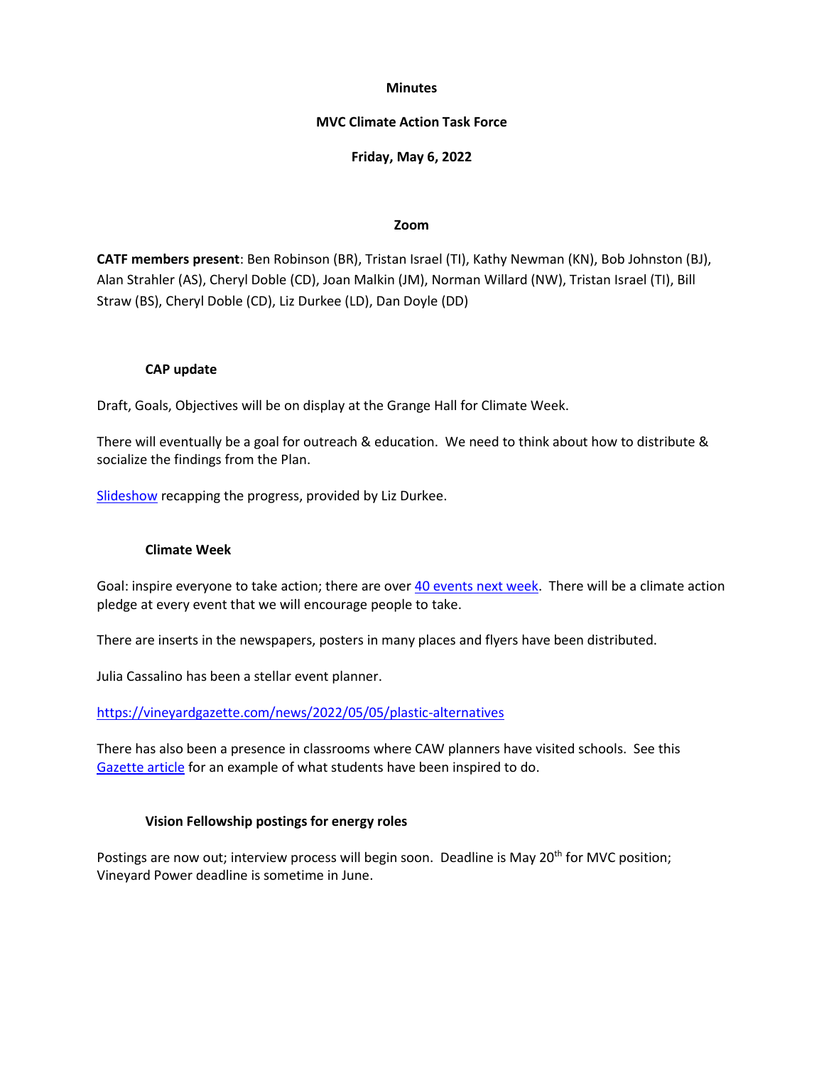**Minutes**

**MVC Climate Action Task Force**

**Friday, May 6, 2022**

**Zoom**

**CATF members present**: Ben Robinson (BR), Tristan Israel (TI), Kathy Newman (KN), Bob Johnston (BJ), Alan Strahler (AS), Cheryl Doble (CD), Joan Malkin (JM), Norman Willard (NW), Tristan Israel (TI), Bill Straw (BS), Cheryl Doble (CD), Liz Durkee (LD), Dan Doyle (DD)

**CAP update**

Draft, Goals, Objectives will be on display at the Grange Hall for Climate Week.

There will eventually be a goal for outreach & education. We need to think about how to distribute & socialize the findings from the Plan.

Slideshow recapping the progress, provided by Liz Durkee.

**Climate Week**

Goal: inspire everyone to take action; there are over 40 events next week. There will be a climate action pledge at every event that we will encourage people to take.

There are inserts in the newspapers, posters in many places and flyers have been distributed.

Julia Cassalino has been a stellar event planner.

https://vineyardgazette.com/news/2022/05/05/plastic-alternatives

There has also been a presence in classrooms where CAW planners have visited schools. See this Gazette article for an example of what students have been inspired to do.

**Vision Fellowship postings for energy roles**

Postings are now out; interview process will begin soon. Deadline is May 20th for MVC position; Vineyard Power deadline is sometime in June.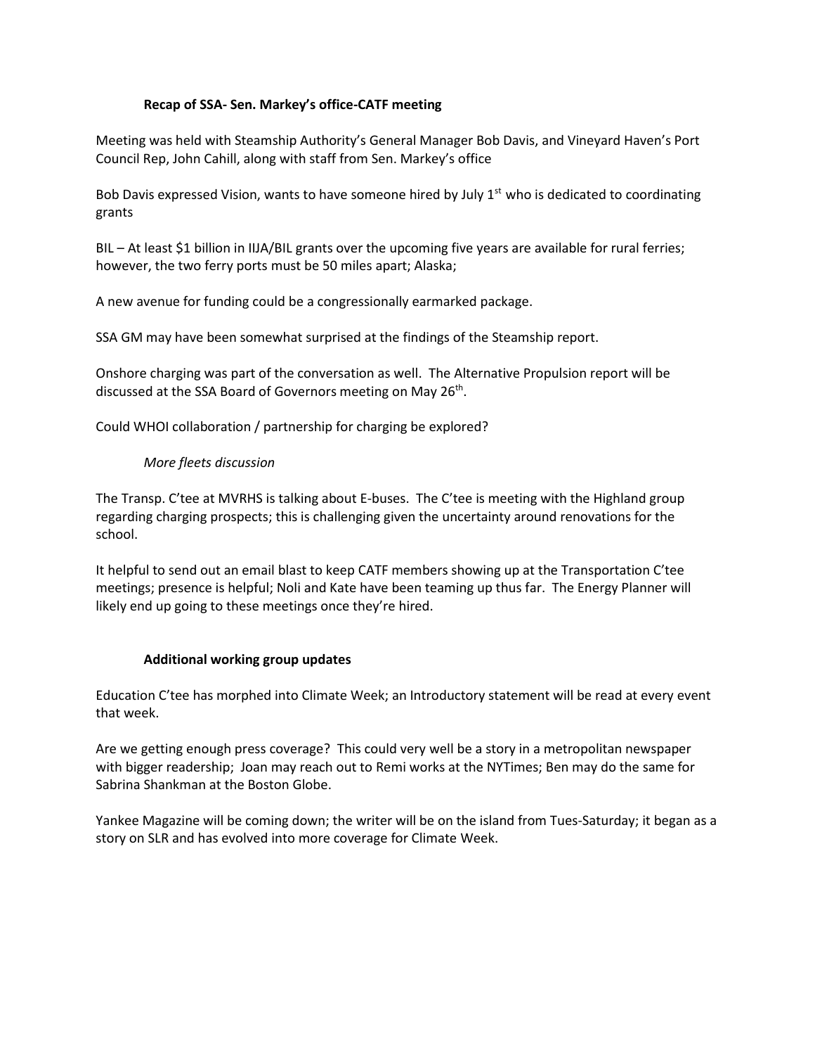### Recap of SSA- Sen. Markey's office-CATF meeting

Meeting was held with Steamship Authority's General Manager Bob Davis, and Vineyard Haven's Port Council Rep, John Cahill, along with staff from Sen. Markey's office

Bob Davis expressed Vision, wants to have someone hired by July 1st who is dedicated to coordinating grants

BIL – At least $1 billion in IIJA/BIL grants over the upcoming five years are available for rural ferries; however, the two ferry ports must be 50 miles apart; Alaska;

A new avenue for funding could be a congressionally earmarked package.

SSA GM may have been somewhat surprised at the findings of the Steamship report.

Onshore charging was part of the conversation as well. The Alternative Propulsion report will be discussed at the SSA Board of Governors meeting on May 26th.

Could WHOI collaboration / partnership for charging be explored?

*More fleets discussion*

The Transp. C'tee at MVRHS is talking about E-buses. The C'tee is meeting with the Highland group regarding charging prospects; this is challenging given the uncertainty around renovations for the school.

It helpful to send out an email blast to keep CATF members showing up at the Transportation C'tee meetings; presence is helpful; Noli and Kate have been teaming up thus far. The Energy Planner will likely end up going to these meetings once they're hired.

### Additional working group updates

Education C'tee has morphed into Climate Week; an Introductory statement will be read at every event that week.

Are we getting enough press coverage? This could very well be a story in a metropolitan newspaper with bigger readership; Joan may reach out to Remi works at the NYTimes; Ben may do the same for Sabrina Shankman at the Boston Globe.

Yankee Magazine will be coming down; the writer will be on the island from Tues-Saturday; it began as a story on SLR and has evolved into more coverage for Climate Week.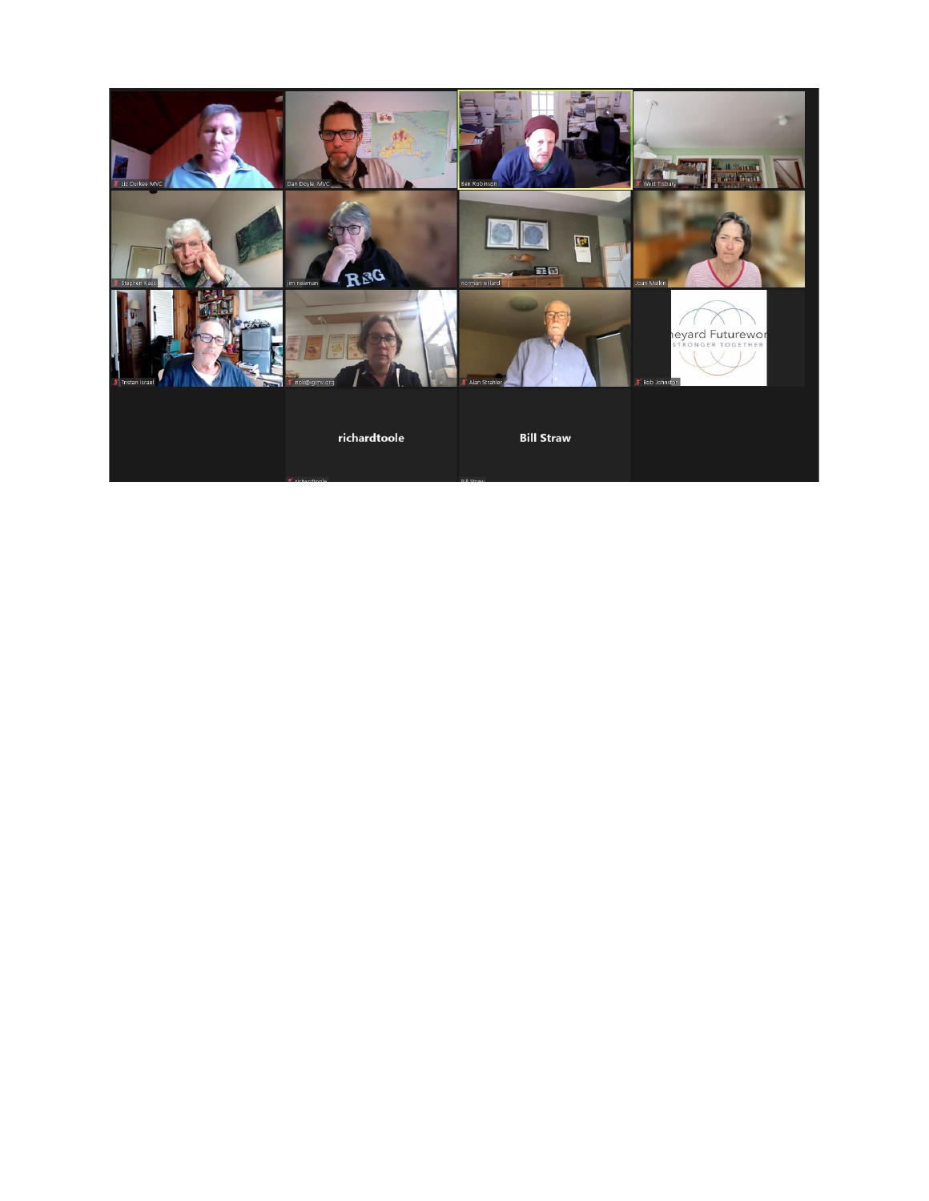Liz Durkee MVC

Dan Doyle, MVC

Ben Robinson

West Tisbury

Stephen Kass

jim newman

norman willard

Joan Malkin

Tristan Israel

noli@igimv.org

Alan Strahler

Bob Johnston

Vineyard Futurework

STRONGER TOGETHER

richardtoole

Bill Straw